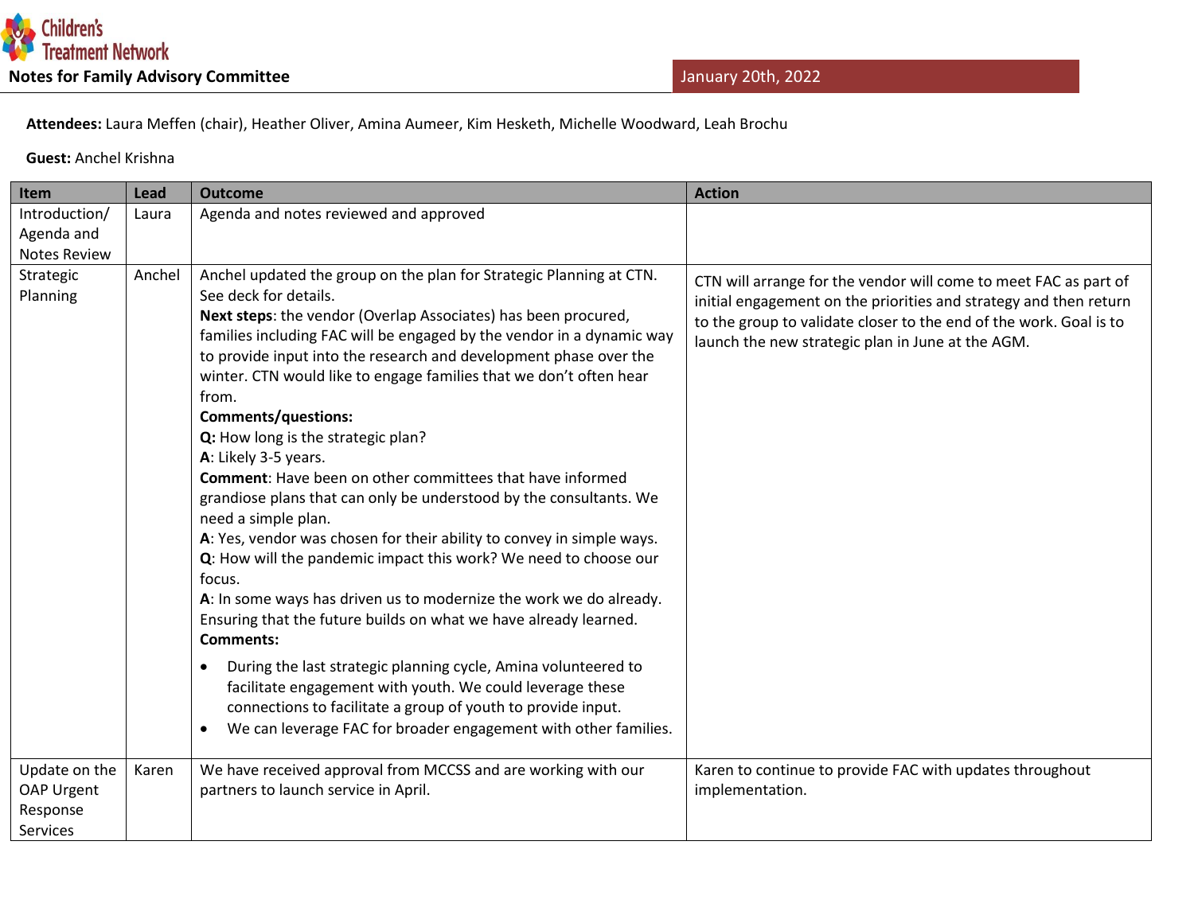Children's Treatment Network

**Notes for Family Advisory Committee** — January 20th, 2022

**Attendees:** Laura Meffen (chair), Heather Oliver, Amina Aumeer, Kim Hesketh, Michelle Woodward, Leah Brochu

**Guest:** Anchel Krishna

| Item | Lead | Outcome | Action |
|---|---|---|---|
| Introduction/ Agenda and Notes Review | Laura | Agenda and notes reviewed and approved | |
| Strategic Planning | Anchel | Anchel updated the group on the plan for Strategic Planning at CTN. See deck for details.<br>**Next steps**: the vendor (Overlap Associates) has been procured, families including FAC will be engaged by the vendor in a dynamic way to provide input into the research and development phase over the winter. CTN would like to engage families that we don't often hear from.<br>**Comments/questions:**<br>**Q:** How long is the strategic plan?<br>**A**: Likely 3-5 years.<br>**Comment**: Have been on other committees that have informed grandiose plans that can only be understood by the consultants. We need a simple plan.<br>**A**: Yes, vendor was chosen for their ability to convey in simple ways.<br>**Q**: How will the pandemic impact this work? We need to choose our focus.<br>**A**: In some ways has driven us to modernize the work we do already. Ensuring that the future builds on what we have already learned.<br>**Comments:**<br>• During the last strategic planning cycle, Amina volunteered to facilitate engagement with youth. We could leverage these connections to facilitate a group of youth to provide input.<br>• We can leverage FAC for broader engagement with other families. | CTN will arrange for the vendor will come to meet FAC as part of initial engagement on the priorities and strategy and then return to the group to validate closer to the end of the work. Goal is to launch the new strategic plan in June at the AGM. |
| Update on the OAP Urgent Response Services | Karen | We have received approval from MCCSS and are working with our partners to launch service in April. | Karen to continue to provide FAC with updates throughout implementation. |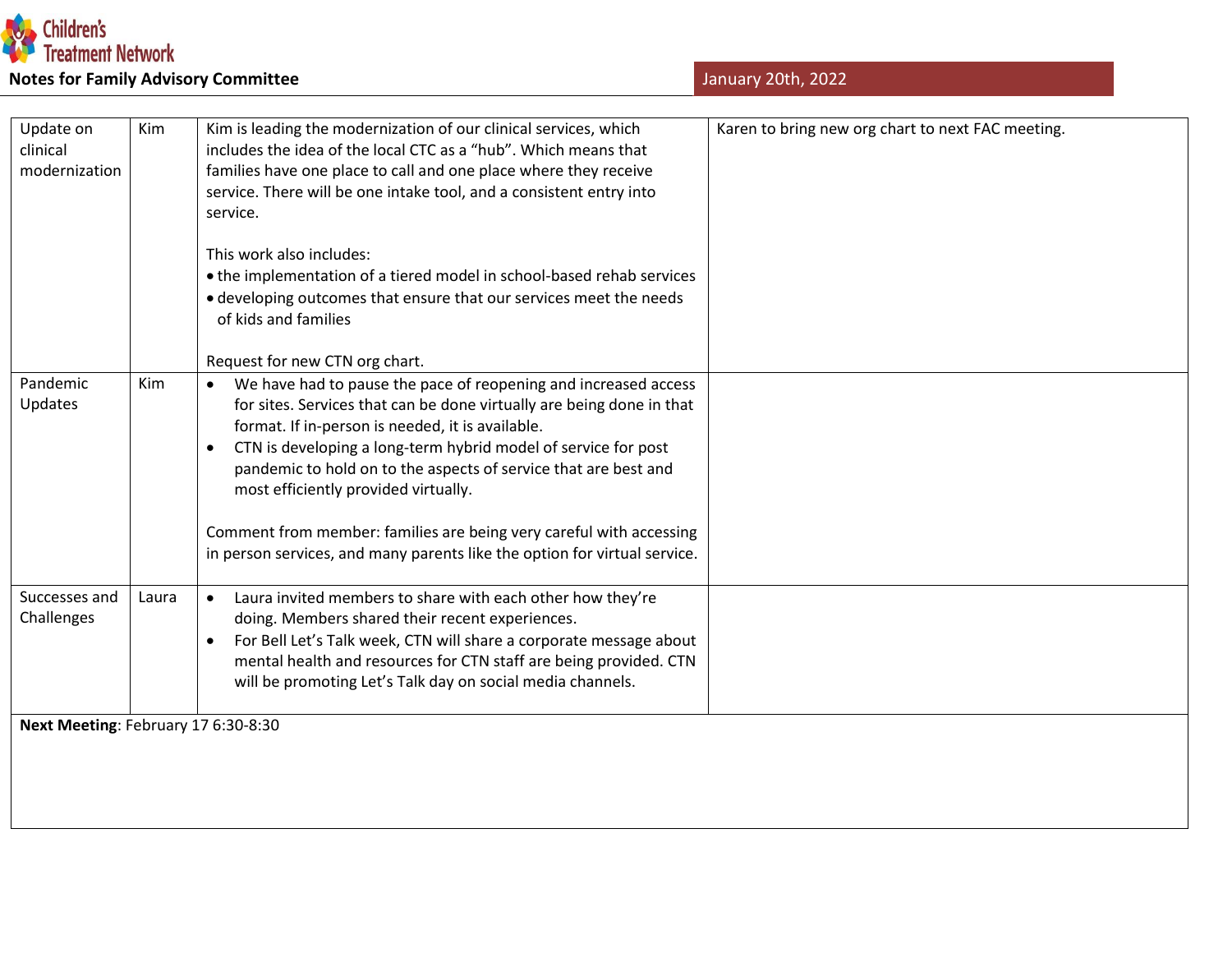Children's Treatment Network

**Notes for Family Advisory Committee**

January 20th, 2022

| | | | |
|---|---|---|---|
| Update on clinical modernization | Kim | Kim is leading the modernization of our clinical services, which includes the idea of the local CTC as a "hub". Which means that families have one place to call and one place where they receive service. There will be one intake tool, and a consistent entry into service.<br><br>This work also includes:<br>• the implementation of a tiered model in school-based rehab services<br>• developing outcomes that ensure that our services meet the needs of kids and families<br><br>Request for new CTN org chart. | Karen to bring new org chart to next FAC meeting. |
| Pandemic Updates | Kim | • We have had to pause the pace of reopening and increased access for sites. Services that can be done virtually are being done in that format. If in-person is needed, it is available.<br>• CTN is developing a long-term hybrid model of service for post pandemic to hold on to the aspects of service that are best and most efficiently provided virtually.<br><br>Comment from member: families are being very careful with accessing in person services, and many parents like the option for virtual service. | |
| Successes and Challenges | Laura | • Laura invited members to share with each other how they're doing. Members shared their recent experiences.<br>• For Bell Let's Talk week, CTN will share a corporate message about mental health and resources for CTN staff are being provided. CTN will be promoting Let's Talk day on social media channels. | |

**Next Meeting**: February 17 6:30-8:30